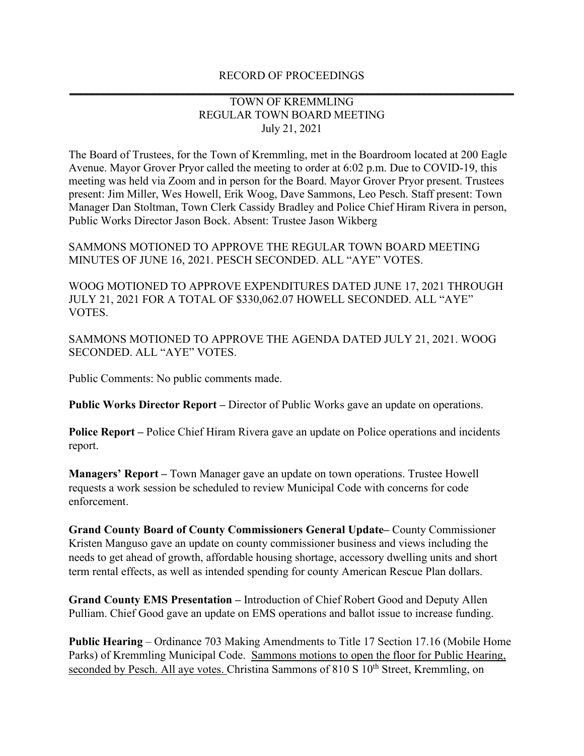RECORD OF PROCEEDINGS

---

TOWN OF KREMMLING
REGULAR TOWN BOARD MEETING
July 21, 2021

The Board of Trustees, for the Town of Kremmling, met in the Boardroom located at 200 Eagle Avenue. Mayor Grover Pryor called the meeting to order at 6:02 p.m. Due to COVID-19, this meeting was held via Zoom and in person for the Board. Mayor Grover Pryor present. Trustees present: Jim Miller, Wes Howell, Erik Woog, Dave Sammons, Leo Pesch. Staff present: Town Manager Dan Stoltman, Town Clerk Cassidy Bradley and Police Chief Hiram Rivera in person, Public Works Director Jason Bock. Absent: Trustee Jason Wikberg

SAMMONS MOTIONED TO APPROVE THE REGULAR TOWN BOARD MEETING MINUTES OF JUNE 16, 2021. PESCH SECONDED. ALL "AYE" VOTES.

WOOG MOTIONED TO APPROVE EXPENDITURES DATED JUNE 17, 2021 THROUGH JULY 21, 2021 FOR A TOTAL OF $330,062.07 HOWELL SECONDED. ALL "AYE" VOTES.

SAMMONS MOTIONED TO APPROVE THE AGENDA DATED JULY 21, 2021. WOOG SECONDED. ALL "AYE" VOTES.

Public Comments: No public comments made.

**Public Works Director Report –** Director of Public Works gave an update on operations.

**Police Report –** Police Chief Hiram Rivera gave an update on Police operations and incidents report.

**Managers' Report –** Town Manager gave an update on town operations. Trustee Howell requests a work session be scheduled to review Municipal Code with concerns for code enforcement.

**Grand County Board of County Commissioners General Update–** County Commissioner Kristen Manguso gave an update on county commissioner business and views including the needs to get ahead of growth, affordable housing shortage, accessory dwelling units and short term rental effects, as well as intended spending for county American Rescue Plan dollars.

**Grand County EMS Presentation –** Introduction of Chief Robert Good and Deputy Allen Pulliam. Chief Good gave an update on EMS operations and ballot issue to increase funding.

**Public Hearing** – Ordinance 703 Making Amendments to Title 17 Section 17.16 (Mobile Home Parks) of Kremmling Municipal Code. <u>Sammons motions to open the floor for Public Hearing, seconded by Pesch. All aye votes.</u> Christina Sammons of 810 S 10th Street, Kremmling, on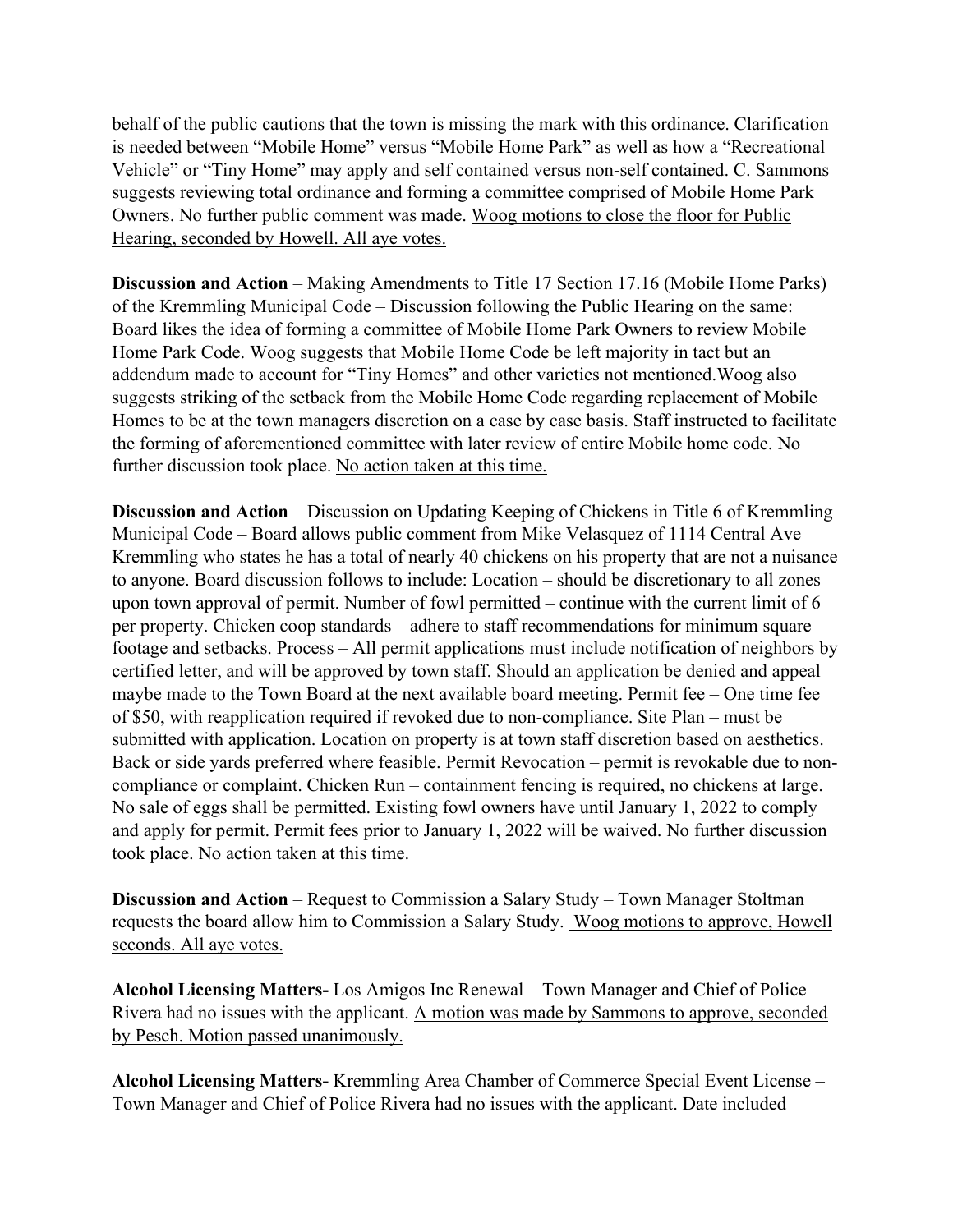behalf of the public cautions that the town is missing the mark with this ordinance. Clarification is needed between "Mobile Home" versus "Mobile Home Park" as well as how a "Recreational Vehicle" or "Tiny Home" may apply and self contained versus non-self contained. C. Sammons suggests reviewing total ordinance and forming a committee comprised of Mobile Home Park Owners. No further public comment was made. <u>Woog motions to close the floor for Public Hearing, seconded by Howell. All aye votes.</u>

**Discussion and Action** – Making Amendments to Title 17 Section 17.16 (Mobile Home Parks) of the Kremmling Municipal Code – Discussion following the Public Hearing on the same: Board likes the idea of forming a committee of Mobile Home Park Owners to review Mobile Home Park Code. Woog suggests that Mobile Home Code be left majority in tact but an addendum made to account for "Tiny Homes" and other varieties not mentioned.Woog also suggests striking of the setback from the Mobile Home Code regarding replacement of Mobile Homes to be at the town managers discretion on a case by case basis. Staff instructed to facilitate the forming of aforementioned committee with later review of entire Mobile home code. No further discussion took place. <u>No action taken at this time.</u>

**Discussion and Action** – Discussion on Updating Keeping of Chickens in Title 6 of Kremmling Municipal Code – Board allows public comment from Mike Velasquez of 1114 Central Ave Kremmling who states he has a total of nearly 40 chickens on his property that are not a nuisance to anyone. Board discussion follows to include: Location – should be discretionary to all zones upon town approval of permit. Number of fowl permitted – continue with the current limit of 6 per property. Chicken coop standards – adhere to staff recommendations for minimum square footage and setbacks. Process – All permit applications must include notification of neighbors by certified letter, and will be approved by town staff. Should an application be denied and appeal maybe made to the Town Board at the next available board meeting. Permit fee – One time fee of $50, with reapplication required if revoked due to non-compliance. Site Plan – must be submitted with application. Location on property is at town staff discretion based on aesthetics. Back or side yards preferred where feasible. Permit Revocation – permit is revokable due to non-compliance or complaint. Chicken Run – containment fencing is required, no chickens at large. No sale of eggs shall be permitted. Existing fowl owners have until January 1, 2022 to comply and apply for permit. Permit fees prior to January 1, 2022 will be waived. No further discussion took place. <u>No action taken at this time.</u>

**Discussion and Action** – Request to Commission a Salary Study – Town Manager Stoltman requests the board allow him to Commission a Salary Study. <u>Woog motions to approve, Howell seconds. All aye votes.</u>

**Alcohol Licensing Matters-** Los Amigos Inc Renewal – Town Manager and Chief of Police Rivera had no issues with the applicant. <u>A motion was made by Sammons to approve, seconded by Pesch. Motion passed unanimously.</u>

**Alcohol Licensing Matters-** Kremmling Area Chamber of Commerce Special Event License – Town Manager and Chief of Police Rivera had no issues with the applicant. Date included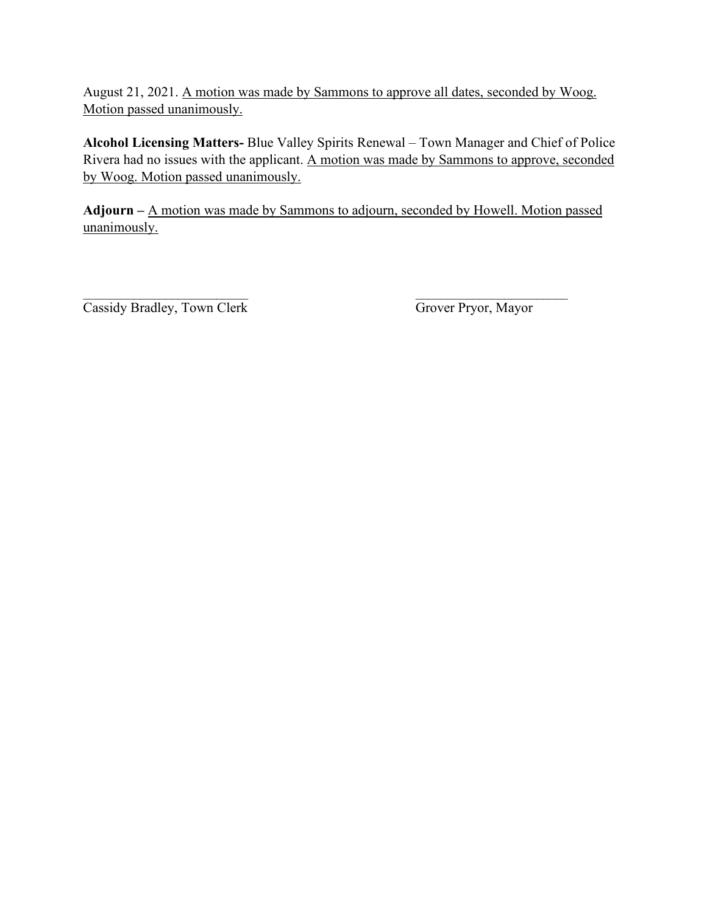August 21, 2021. A motion was made by Sammons to approve all dates, seconded by Woog. Motion passed unanimously.

**Alcohol Licensing Matters-** Blue Valley Spirits Renewal – Town Manager and Chief of Police Rivera had no issues with the applicant. A motion was made by Sammons to approve, seconded by Woog. Motion passed unanimously.

**Adjourn –** A motion was made by Sammons to adjourn, seconded by Howell. Motion passed unanimously.

\_\_\_\_\_\_\_\_\_\_\_\_\_\_\_\_\_\_\_\_\_\_\_\_\_\_ \_\_\_\_\_\_\_\_\_\_\_\_\_\_\_\_\_\_\_\_\_\_\_\_\_\_

Cassidy Bradley, Town Clerk Grover Pryor, Mayor